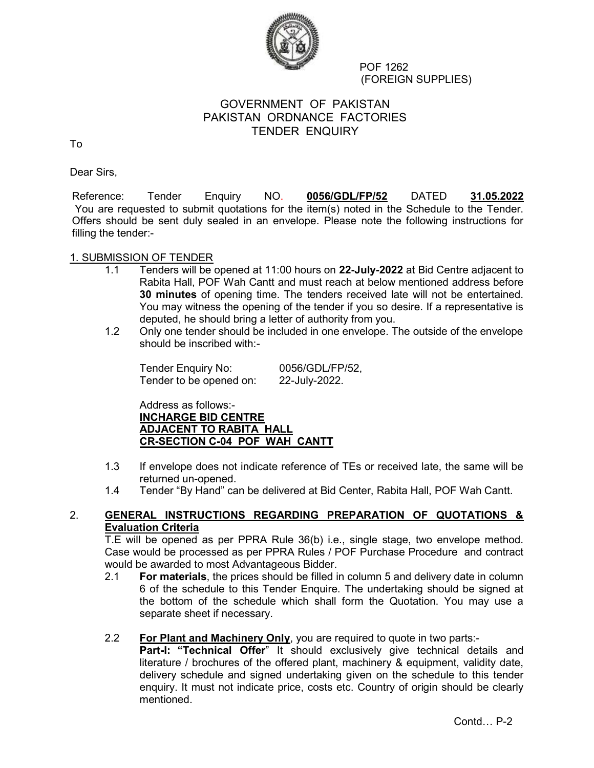POF 1262
(FOREIGN SUPPLIES)

# GOVERNMENT OF PAKISTAN
# PAKISTAN ORDNANCE FACTORIES
# TENDER ENQUIRY

To

Dear Sirs,

Reference: Tender Enquiry NO. **0056/GDL/FP/52** DATED **31.05.2022**
You are requested to submit quotations for the item(s) noted in the Schedule to the Tender. Offers should be sent duly sealed in an envelope. Please note the following instructions for filling the tender:-

## 1. SUBMISSION OF TENDER

1.1 Tenders will be opened at 11:00 hours on **22-July-2022** at Bid Centre adjacent to Rabita Hall, POF Wah Cantt and must reach at below mentioned address before **30 minutes** of opening time. The tenders received late will not be entertained. You may witness the opening of the tender if you so desire. If a representative is deputed, he should bring a letter of authority from you.

1.2 Only one tender should be included in one envelope. The outside of the envelope should be inscribed with:-

Tender Enquiry No: 0056/GDL/FP/52,
Tender to be opened on: 22-July-2022.

Address as follows:-
**INCHARGE BID CENTRE**
**ADJACENT TO RABITA HALL**
**CR-SECTION C-04 POF WAH CANTT**

1.3 If envelope does not indicate reference of TEs or received late, the same will be returned un-opened.

1.4 Tender "By Hand" can be delivered at Bid Center, Rabita Hall, POF Wah Cantt.

## 2. GENERAL INSTRUCTIONS REGARDING PREPARATION OF QUOTATIONS & Evaluation Criteria

T.E will be opened as per PPRA Rule 36(b) i.e., single stage, two envelope method. Case would be processed as per PPRA Rules / POF Purchase Procedure and contract would be awarded to most Advantageous Bidder.

2.1 **For materials**, the prices should be filled in column 5 and delivery date in column 6 of the schedule to this Tender Enquire. The undertaking should be signed at the bottom of the schedule which shall form the Quotation. You may use a separate sheet if necessary.

2.2 **For Plant and Machinery Only**, you are required to quote in two parts:-
**Part-I: "Technical Offer"** It should exclusively give technical details and literature / brochures of the offered plant, machinery & equipment, validity date, delivery schedule and signed undertaking given on the schedule to this tender enquiry. It must not indicate price, costs etc. Country of origin should be clearly mentioned.

Contd… P-2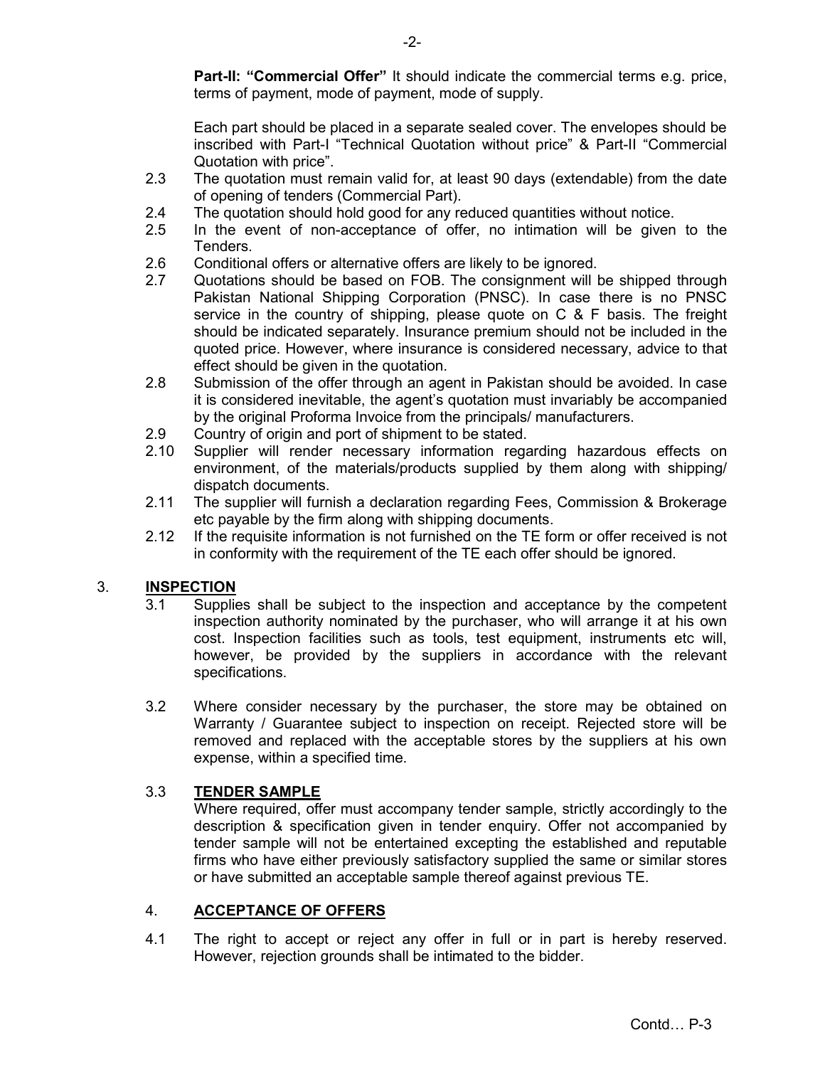**Part-II: "Commercial Offer"** It should indicate the commercial terms e.g. price, terms of payment, mode of payment, mode of supply.

Each part should be placed in a separate sealed cover. The envelopes should be inscribed with Part-I "Technical Quotation without price" & Part-II "Commercial Quotation with price".

2.3 The quotation must remain valid for, at least 90 days (extendable) from the date of opening of tenders (Commercial Part).

2.4 The quotation should hold good for any reduced quantities without notice.

2.5 In the event of non-acceptance of offer, no intimation will be given to the Tenders.

2.6 Conditional offers or alternative offers are likely to be ignored.

2.7 Quotations should be based on FOB. The consignment will be shipped through Pakistan National Shipping Corporation (PNSC). In case there is no PNSC service in the country of shipping, please quote on C & F basis. The freight should be indicated separately. Insurance premium should not be included in the quoted price. However, where insurance is considered necessary, advice to that effect should be given in the quotation.

2.8 Submission of the offer through an agent in Pakistan should be avoided. In case it is considered inevitable, the agent's quotation must invariably be accompanied by the original Proforma Invoice from the principals/ manufacturers.

2.9 Country of origin and port of shipment to be stated.

2.10 Supplier will render necessary information regarding hazardous effects on environment, of the materials/products supplied by them along with shipping/ dispatch documents.

2.11 The supplier will furnish a declaration regarding Fees, Commission & Brokerage etc payable by the firm along with shipping documents.

2.12 If the requisite information is not furnished on the TE form or offer received is not in conformity with the requirement of the TE each offer should be ignored.

## 3. INSPECTION

3.1 Supplies shall be subject to the inspection and acceptance by the competent inspection authority nominated by the purchaser, who will arrange it at his own cost. Inspection facilities such as tools, test equipment, instruments etc will, however, be provided by the suppliers in accordance with the relevant specifications.

3.2 Where consider necessary by the purchaser, the store may be obtained on Warranty / Guarantee subject to inspection on receipt. Rejected store will be removed and replaced with the acceptable stores by the suppliers at his own expense, within a specified time.

### 3.3 TENDER SAMPLE

Where required, offer must accompany tender sample, strictly accordingly to the description & specification given in tender enquiry. Offer not accompanied by tender sample will not be entertained excepting the established and reputable firms who have either previously satisfactory supplied the same or similar stores or have submitted an acceptable sample thereof against previous TE.

## 4. ACCEPTANCE OF OFFERS

4.1 The right to accept or reject any offer in full or in part is hereby reserved. However, rejection grounds shall be intimated to the bidder.

Contd… P-3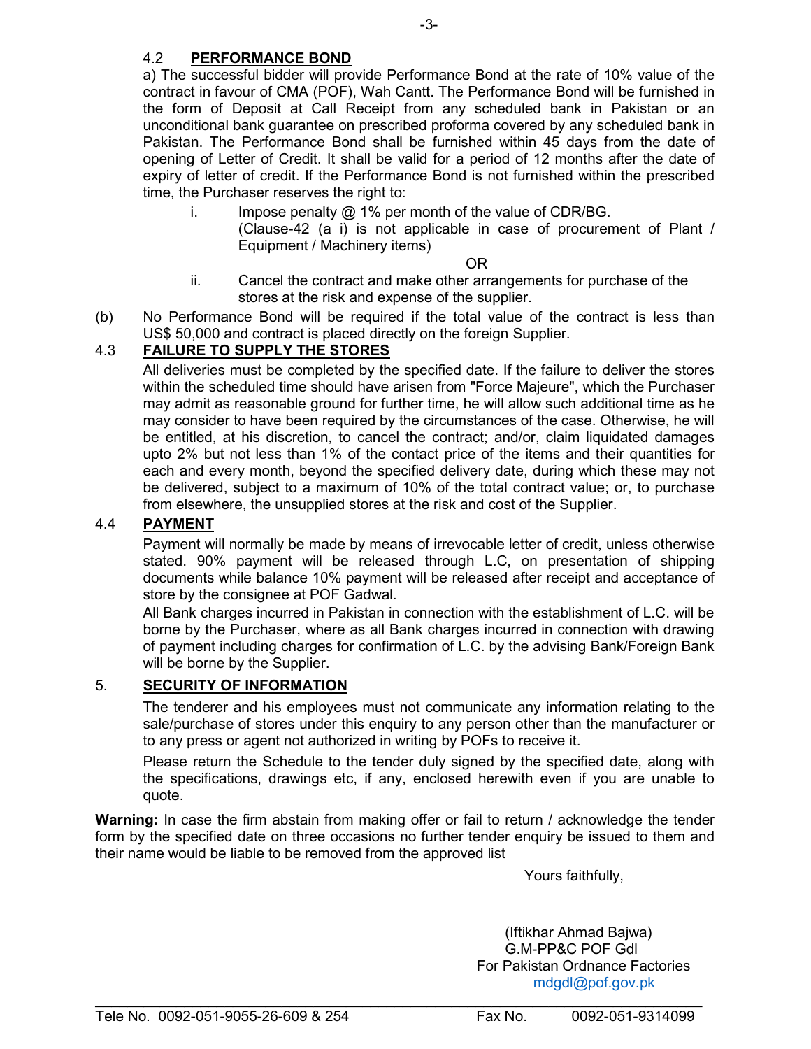### 4.2 **PERFORMANCE BOND**

a) The successful bidder will provide Performance Bond at the rate of 10% value of the contract in favour of CMA (POF), Wah Cantt. The Performance Bond will be furnished in the form of Deposit at Call Receipt from any scheduled bank in Pakistan or an unconditional bank guarantee on prescribed proforma covered by any scheduled bank in Pakistan. The Performance Bond shall be furnished within 45 days from the date of opening of Letter of Credit. It shall be valid for a period of 12 months after the date of expiry of letter of credit. If the Performance Bond is not furnished within the prescribed time, the Purchaser reserves the right to:

i. Impose penalty @ 1% per month of the value of CDR/BG.
(Clause-42 (a i) is not applicable in case of procurement of Plant / Equipment / Machinery items)

OR

ii. Cancel the contract and make other arrangements for purchase of the stores at the risk and expense of the supplier.

(b) No Performance Bond will be required if the total value of the contract is less than US$ 50,000 and contract is placed directly on the foreign Supplier.

### 4.3 **FAILURE TO SUPPLY THE STORES**

All deliveries must be completed by the specified date. If the failure to deliver the stores within the scheduled time should have arisen from "Force Majeure", which the Purchaser may admit as reasonable ground for further time, he will allow such additional time as he may consider to have been required by the circumstances of the case. Otherwise, he will be entitled, at his discretion, to cancel the contract; and/or, claim liquidated damages upto 2% but not less than 1% of the contact price of the items and their quantities for each and every month, beyond the specified delivery date, during which these may not be delivered, subject to a maximum of 10% of the total contract value; or, to purchase from elsewhere, the unsupplied stores at the risk and cost of the Supplier.

### 4.4 **PAYMENT**

Payment will normally be made by means of irrevocable letter of credit, unless otherwise stated. 90% payment will be released through L.C, on presentation of shipping documents while balance 10% payment will be released after receipt and acceptance of store by the consignee at POF Gadwal.

All Bank charges incurred in Pakistan in connection with the establishment of L.C. will be borne by the Purchaser, where as all Bank charges incurred in connection with drawing of payment including charges for confirmation of L.C. by the advising Bank/Foreign Bank will be borne by the Supplier.

## 5. **SECURITY OF INFORMATION**

The tenderer and his employees must not communicate any information relating to the sale/purchase of stores under this enquiry to any person other than the manufacturer or to any press or agent not authorized in writing by POFs to receive it.

Please return the Schedule to the tender duly signed by the specified date, along with the specifications, drawings etc, if any, enclosed herewith even if you are unable to quote.

**Warning:** In case the firm abstain from making offer or fail to return / acknowledge the tender form by the specified date on three occasions no further tender enquiry be issued to them and their name would be liable to be removed from the approved list

Yours faithfully,

(Iftikhar Ahmad Bajwa)
G.M-PP&C POF Gdl
For Pakistan Ordnance Factories
mdgdl@pof.gov.pk

Tele No. 0092-051-9055-26-609 & 254 Fax No. 0092-051-9314099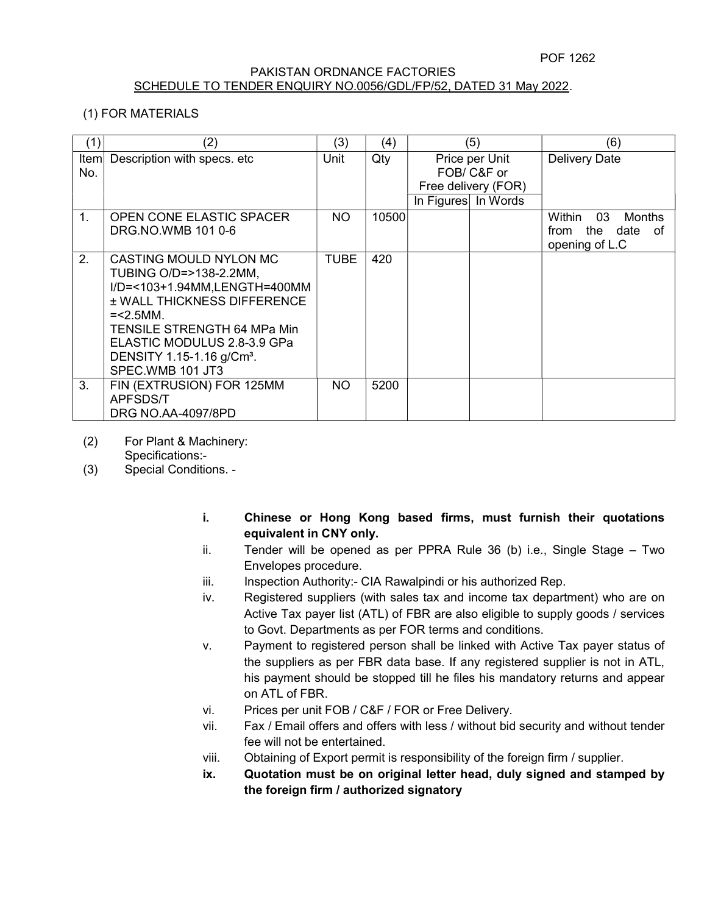POF 1262

PAKISTAN ORDNANCE FACTORIES

SCHEDULE TO TENDER ENQUIRY NO.0056/GDL/FP/52, DATED 31 May 2022.

(1) FOR MATERIALS

| (1) | (2) | (3) | (4) | (5) | | (6) |
|---|---|---|---|---|---|---|
| Item No. | Description with specs. etc | Unit | Qty | Price per Unit FOB/ C&F or Free delivery (FOR) | | Delivery Date |
| | | | | In Figures | In Words | |
| 1. | OPEN CONE ELASTIC SPACER DRG.NO.WMB 101 0-6 | NO | 10500 | | | Within 03 Months from the date of opening of L.C |
| 2. | CASTING MOULD NYLON MC TUBING O/D=>138-2.2MM, I/D=<103+1.94MM,LENGTH=400MM ± WALL THICKNESS DIFFERENCE =<2.5MM. TENSILE STRENGTH 64 MPa Min ELASTIC MODULUS 2.8-3.9 GPa DENSITY 1.15-1.16 g/Cm³. SPEC.WMB 101 JT3 | TUBE | 420 | | | |
| 3. | FIN (EXTRUSION) FOR 125MM APFSDS/T DRG NO.AA-4097/8PD | NO | 5200 | | | |

(2) For Plant & Machinery:
Specifications:-

(3) Special Conditions. -

i. **Chinese or Hong Kong based firms, must furnish their quotations equivalent in CNY only.**

ii. Tender will be opened as per PPRA Rule 36 (b) i.e., Single Stage – Two Envelopes procedure.

iii. Inspection Authority:- CIA Rawalpindi or his authorized Rep.

iv. Registered suppliers (with sales tax and income tax department) who are on Active Tax payer list (ATL) of FBR are also eligible to supply goods / services to Govt. Departments as per FOR terms and conditions.

v. Payment to registered person shall be linked with Active Tax payer status of the suppliers as per FBR data base. If any registered supplier is not in ATL, his payment should be stopped till he files his mandatory returns and appear on ATL of FBR.

vi. Prices per unit FOB / C&F / FOR or Free Delivery.

vii. Fax / Email offers and offers with less / without bid security and without tender fee will not be entertained.

viii. Obtaining of Export permit is responsibility of the foreign firm / supplier.

ix. **Quotation must be on original letter head, duly signed and stamped by the foreign firm / authorized signatory**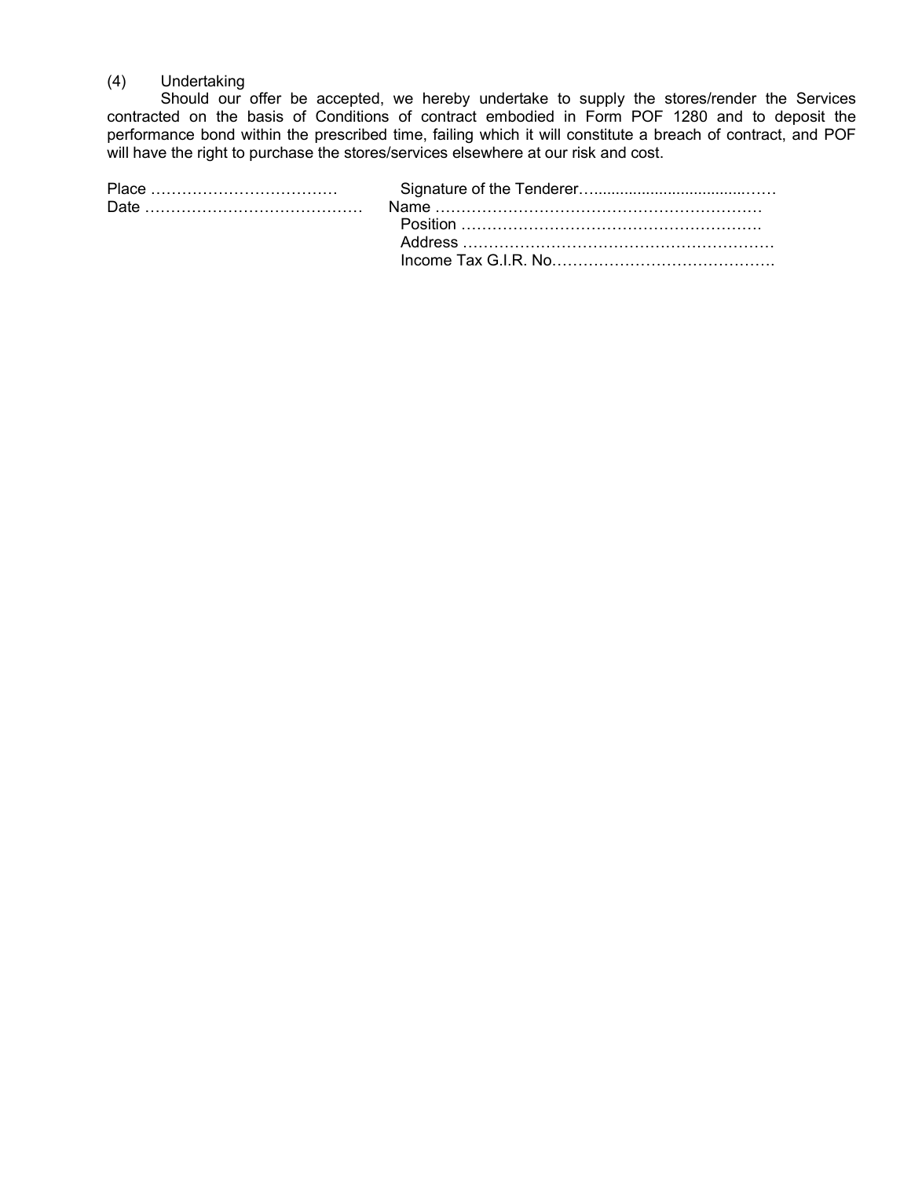(4) Undertaking

Should our offer be accepted, we hereby undertake to supply the stores/render the Services contracted on the basis of Conditions of contract embodied in Form POF 1280 and to deposit the performance bond within the prescribed time, failing which it will constitute a breach of contract, and POF will have the right to purchase the stores/services elsewhere at our risk and cost.

Place ………………………………  
Date ……………………………………

Signature of the Tenderer…......................................……  
Name ………………………………………………………  
Position …………………………………………………  
Address ……………………………………………………  
Income Tax G.I.R. No……………………………………